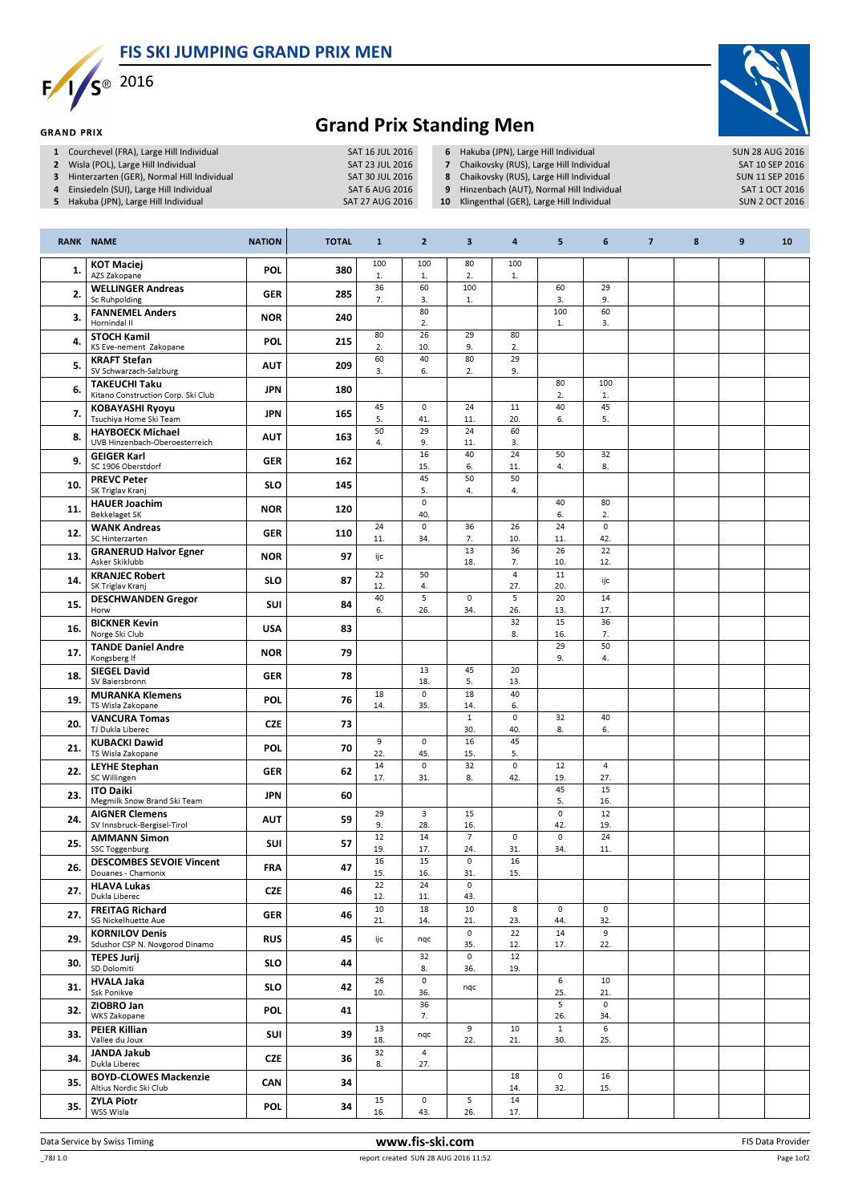# FIS SKI JUMPING GRAND PRIX MEN

2016

GRAND PRIX

## Grand Prix Standing Men

1 Courchevel (FRA), Large Hill Individual — SAT 16 JUL 2016
2 Wisla (POL), Large Hill Individual — SAT 23 JUL 2016
3 Hinterzarten (GER), Normal Hill Individual — SAT 30 JUL 2016
4 Einsiedeln (SUI), Large Hill Individual — SAT 6 AUG 2016
5 Hakuba (JPN), Large Hill Individual — SAT 27 AUG 2016
6 Hakuba (JPN), Large Hill Individual — SUN 28 AUG 2016
7 Chaikovsky (RUS), Large Hill Individual — SAT 10 SEP 2016
8 Chaikovsky (RUS), Large Hill Individual — SUN 11 SEP 2016
9 Hinzenbach (AUT), Normal Hill Individual — SAT 1 OCT 2016
10 Klingenthal (GER), Large Hill Individual — SUN 2 OCT 2016

| RANK | NAME | NATION | TOTAL | 1 | 2 | 3 | 4 | 5 | 6 | 7 | 8 | 9 | 10 |
|---|---|---|---|---|---|---|---|---|---|---|---|---|---|
| 1. | **KOT Maciej** AZS Zakopane | POL | 380 | 100 1. | 100 1. | 80 2. | 100 1. | | | | | | |
| 2. | **WELLINGER Andreas** Sc Ruhpolding | GER | 285 | 36 7. | 60 3. | 100 1. | | 60 3. | 29 9. | | | | |
| 3. | **FANNEMEL Anders** Hornindal Il | NOR | 240 | | 80 2. | | | 100 1. | 60 3. | | | | |
| 4. | **STOCH Kamil** KS Eve-nement Zakopane | POL | 215 | 80 2. | 26 10. | 29 9. | 80 2. | | | | | | |
| 5. | **KRAFT Stefan** SV Schwarzach-Salzburg | AUT | 209 | 60 3. | 40 6. | 80 2. | 29 9. | | | | | | |
| 6. | **TAKEUCHI Taku** Kitano Construction Corp. Ski Club | JPN | 180 | | | | | 80 2. | 100 1. | | | | |
| 7. | **KOBAYASHI Ryoyu** Tsuchiya Home Ski Team | JPN | 165 | 45 5. | 0 41. | 24 11. | 11 20. | 40 6. | 45 5. | | | | |
| 8. | **HAYBOECK Michael** UVB Hinzenbach-Oberoesterreich | AUT | 163 | 50 4. | 29 9. | 24 11. | 60 3. | | | | | | |
| 9. | **GEIGER Karl** SC 1906 Oberstdorf | GER | 162 | | 16 15. | 40 6. | 24 11. | 50 4. | 32 8. | | | | |
| 10. | **PREVC Peter** SK Triglav Kranj | SLO | 145 | | 45 5. | 50 4. | 50 4. | | | | | | |
| 11. | **HAUER Joachim** Bekkelaget SK | NOR | 120 | | 0 40. | | | 40 6. | 80 2. | | | | |
| 12. | **WANK Andreas** SC Hinterzarten | GER | 110 | 24 11. | 0 34. | 36 7. | 26 10. | 24 11. | 0 42. | | | | |
| 13. | **GRANERUD Halvor Egner** Asker Skiklubb | NOR | 97 | ijc | | 13 18. | 36 7. | 26 10. | 22 12. | | | | |
| 14. | **KRANJEC Robert** SK Triglav Kranj | SLO | 87 | 22 12. | 50 4. | | 4 27. | 11 20. | ijc | | | | |
| 15. | **DESCHWANDEN Gregor** Horw | SUI | 84 | 40 6. | 5 26. | 0 34. | 5 26. | 20 13. | 14 17. | | | | |
| 16. | **BICKNER Kevin** Norge Ski Club | USA | 83 | | | | 32 8. | 15 16. | 36 7. | | | | |
| 17. | **TANDE Daniel Andre** Kongsberg If | NOR | 79 | | | | | 29 9. | 50 4. | | | | |
| 18. | **SIEGEL David** SV Baiersbronn | GER | 78 | | 13 18. | 45 5. | 20 13. | | | | | | |
| 19. | **MURANKA Klemens** TS Wisla Zakopane | POL | 76 | 18 14. | 0 35. | 18 14. | 40 6. | | | | | | |
| 20. | **VANCURA Tomas** TJ Dukla Liberec | CZE | 73 | | | 1 30. | 0 40. | 32 8. | 40 6. | | | | |
| 21. | **KUBACKI Dawid** TS Wisla Zakopane | POL | 70 | 9 22. | 0 45. | 16 15. | 45 5. | | | | | | |
| 22. | **LEYHE Stephan** SC Willingen | GER | 62 | 14 17. | 0 31. | 32 8. | 0 42. | 12 19. | 4 27. | | | | |
| 23. | **ITO Daiki** Megmilk Snow Brand Ski Team | JPN | 60 | | | | | 45 5. | 15 16. | | | | |
| 24. | **AIGNER Clemens** SV Innsbruck-Bergisel-Tirol | AUT | 59 | 29 9. | 3 28. | 15 16. | | 0 42. | 12 19. | | | | |
| 25. | **AMMANN Simon** SSC Toggenburg | SUI | 57 | 12 19. | 14 17. | 7 24. | 0 31. | 0 34. | 24 11. | | | | |
| 26. | **DESCOMBES SEVOIE Vincent** Douanes - Chamonix | FRA | 47 | 16 15. | 15 16. | 0 31. | 16 15. | | | | | | |
| 27. | **HLAVA Lukas** Dukla Liberec | CZE | 46 | 22 12. | 24 11. | 0 43. | | | | | | | |
| 27. | **FREITAG Richard** SG Nickelhuette Aue | GER | 46 | 10 21. | 18 14. | 10 21. | 8 23. | 0 44. | 0 32. | | | | |
| 29. | **KORNILOV Denis** Sdushor CSP N. Novgorod Dinamo | RUS | 45 | ijc | nqc | 0 35. | 22 12. | 14 17. | 9 22. | | | | |
| 30. | **TEPES Jurij** SD Dolomiti | SLO | 44 | | 32 8. | 0 36. | 12 19. | | | | | | |
| 31. | **HVALA Jaka** Ssk Ponikve | SLO | 42 | 26 10. | 0 36. | nqc | | 6 25. | 10 21. | | | | |
| 32. | **ZIOBRO Jan** WKS Zakopane | POL | 41 | | 36 7. | | | 5 26. | 0 34. | | | | |
| 33. | **PEIER Killian** Vallee du Joux | SUI | 39 | 13 18. | nqc | 9 22. | 10 21. | 1 30. | 6 25. | | | | |
| 34. | **JANDA Jakub** Dukla Liberec | CZE | 36 | 32 8. | 4 27. | | | | | | | | |
| 35. | **BOYD-CLOWES Mackenzie** Altius Nordic Ski Club | CAN | 34 | | | | 18 14. | 0 32. | 16 15. | | | | |
| 35. | **ZYLA Piotr** WSS Wisla | POL | 34 | 15 16. | 0 43. | 5 26. | 14 17. | | | | | | |

Data Service by Swiss Timing — www.fis-ski.com — FIS Data Provider

_78J 1.0 — report created SUN 28 AUG 2016 11:52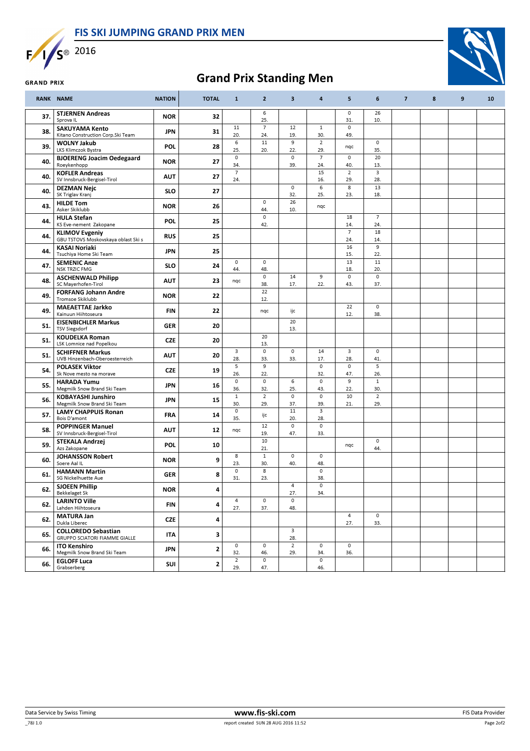# FIS SKI JUMPING GRAND PRIX MEN

2016

GRAND PRIX

## Grand Prix Standing Men

| RANK | NAME | NATION | TOTAL | 1 | 2 | 3 | 4 | 5 | 6 | 7 | 8 | 9 | 10 |
|---|---|---|---|---|---|---|---|---|---|---|---|---|---|
| 37. | **STJERNEN Andreas** Sprova IL | NOR | 32 | | 6 25. | | | 0 31. | 26 10. | | | | |
| 38. | **SAKUYAMA Kento** Kitano Construction Corp.Ski Team | JPN | 31 | 11 20. | 7 24. | 12 19. | 1 30. | 0 49. | | | | | |
| 39. | **WOLNY Jakub** LKS Klimczok Bystra | POL | 28 | 6 25. | 11 20. | 9 22. | 2 29. | nqc | 0 35. | | | | |
| 40. | **BJOERENG Joacim Oedegaard** Roeykenhopp | NOR | 27 | 0 34. | | 0 39. | 7 24. | 0 40. | 20 13. | | | | |
| 40. | **KOFLER Andreas** SV Innsbruck-Bergisel-Tirol | AUT | 27 | 7 24. | | | 15 16. | 2 29. | 3 28. | | | | |
| 40. | **DEZMAN Nejc** SK Triglav Kranj | SLO | 27 | | | 0 32. | 6 25. | 8 23. | 13 18. | | | | |
| 43. | **HILDE Tom** Asker Skiklubb | NOR | 26 | | 0 44. | 26 10. | nqc | | | | | | |
| 44. | **HULA Stefan** KS Eve-nement Zakopane | POL | 25 | | 0 42. | | | 18 14. | 7 24. | | | | |
| 44. | **KLIMOV Evgeniy** GBU TSTOVS Moskovskaya oblast Ski s | RUS | 25 | | | | | 7 24. | 18 14. | | | | |
| 44. | **KASAI Noriaki** Tsuchiya Home Ski Team | JPN | 25 | | | | | 16 15. | 9 22. | | | | |
| 47. | **SEMENIC Anze** NSK TRZIC FMG | SLO | 24 | 0 44. | 0 48. | | | 13 18. | 11 20. | | | | |
| 48. | **ASCHENWALD Philipp** SC Mayerhofen-Tirol | AUT | 23 | nqc | 0 38. | 14 17. | 9 22. | 0 43. | 0 37. | | | | |
| 49. | **FORFANG Johann Andre** Tromsoe Skiklubb | NOR | 22 | | 22 12. | | | | | | | | |
| 49. | **MAEAETTAE Jarkko** Kainuun Hiihtoseura | FIN | 22 | | nqc | ijc | | 22 12. | 0 38. | | | | |
| 51. | **EISENBICHLER Markus** TSV Siegsdorf | GER | 20 | | | 20 13. | | | | | | | |
| 51. | **KOUDELKA Roman** LSK Lomnice nad Popelkou | CZE | 20 | | 20 13. | | | | | | | | |
| 51. | **SCHIFFNER Markus** UVB Hinzenbach-Oberoesterreich | AUT | 20 | 3 28. | 0 33. | 0 33. | 14 17. | 3 28. | 0 41. | | | | |
| 54. | **POLASEK Viktor** Sk Nove mesto na morave | CZE | 19 | 5 26. | 9 22. | | 0 32. | 0 47. | 5 26. | | | | |
| 55. | **HARADA Yumu** Megmilk Snow Brand Ski Team | JPN | 16 | 0 36. | 0 32. | 6 25. | 0 43. | 9 22. | 1 30. | | | | |
| 56. | **KOBAYASHI Junshiro** Megmilk Snow Brand Ski Team | JPN | 15 | 1 30. | 2 29. | 0 37. | 0 39. | 10 21. | 2 29. | | | | |
| 57. | **LAMY CHAPPUIS Ronan** Bois D'amont | FRA | 14 | 0 35. | ijc | 11 20. | 3 28. | | | | | | |
| 58. | **POPPINGER Manuel** SV Innsbruck-Bergisel-Tirol | AUT | 12 | nqc | 12 19. | 0 47. | 0 33. | | | | | | |
| 59. | **STEKALA Andrzej** Azs Zakopane | POL | 10 | | 10 21. | | | nqc | 0 44. | | | | |
| 60. | **JOHANSSON Robert** Soere Aal IL | NOR | 9 | 8 23. | 1 30. | 0 40. | 0 48. | | | | | | |
| 61. | **HAMANN Martin** SG Nickelhuette Aue | GER | 8 | 0 31. | 8 23. | | 0 38. | | | | | | |
| 62. | **SJOEEN Phillip** Bekkelaget Sk | NOR | 4 | | | 4 27. | 0 34. | | | | | | |
| 62. | **LARINTO Ville** Lahden Hiihtoseura | FIN | 4 | 4 27. | 0 37. | 0 48. | | | | | | | |
| 62. | **MATURA Jan** Dukla Liberec | CZE | 4 | | | | | 4 27. | 0 33. | | | | |
| 65. | **COLLOREDO Sebastian** GRUPPO SCIATORI FIAMME GIALLE | ITA | 3 | | | 3 28. | | | | | | | |
| 66. | **ITO Kenshiro** Megmilk Snow Brand Ski Team | JPN | 2 | 0 32. | 0 46. | 2 29. | 0 34. | 0 36. | | | | | |
| 66. | **EGLOFF Luca** Grabserberg | SUI | 2 | 2 29. | 0 47. | | 0 46. | | | | | | |

Data Service by Swiss Timing — www.fis-ski.com — FIS Data Provider

_78J 1.0 — report created SUN 28 AUG 2016 11:52